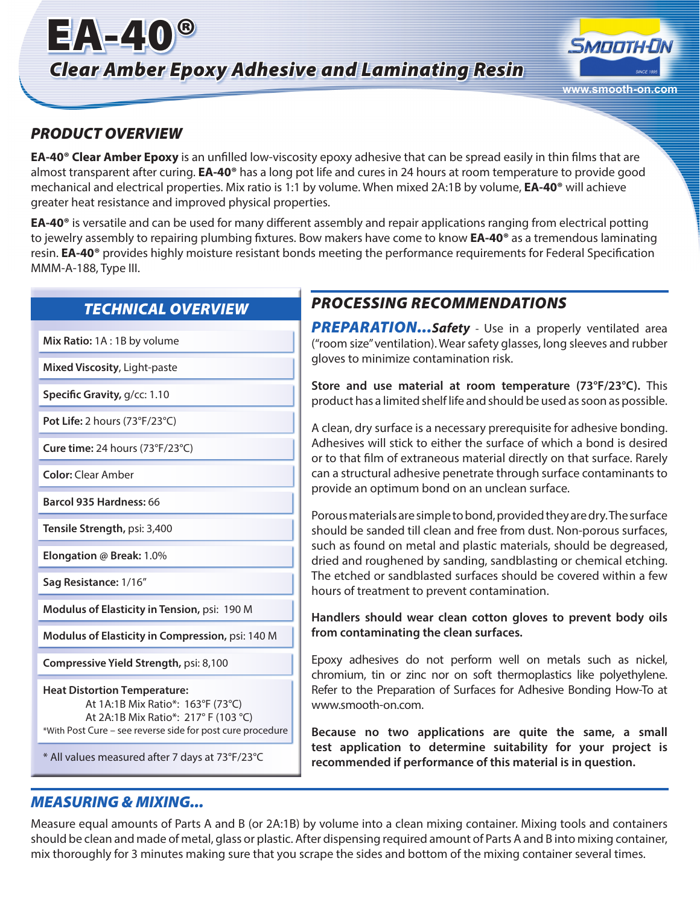# EA-40®

## Clear Amber Epoxy Adhesive and Laminating Resin

SMOOTH-ON

www.smooth-on.com

## PRODUCT OVERVIEW

**EA-40® Clear Amber Epoxy** is an unfilled low-viscosity epoxy adhesive that can be spread easily in thin films that are almost transparent after curing. **EA-40®** has a long pot life and cures in 24 hours at room temperature to provide good mechanical and electrical properties. Mix ratio is 1:1 by volume. When mixed 2A:1B by volume, **EA-40®** will achieve greater heat resistance and improved physical properties.

**EA-40®** is versatile and can be used for many different assembly and repair applications ranging from electrical potting to jewelry assembly to repairing plumbing fixtures. Bow makers have come to know **EA-40®** as a tremendous laminating resin. **EA-40®** provides highly moisture resistant bonds meeting the performance requirements for Federal Specification MMM-A-188, Type III.

## TECHNICAL OVERVIEW

**Mix Ratio:** 1A : 1B by volume

**Mixed Viscosity**, Light-paste

**Specific Gravity,** g/cc: 1.10

**Pot Life:** 2 hours (73°F/23°C)

**Cure time:** 24 hours (73°F/23°C)

**Color:** Clear Amber

**Barcol 935 Hardness:** 66

**Tensile Strength,** psi: 3,400

**Elongation @ Break:** 1.0%

**Sag Resistance:** 1/16"

**Modulus of Elasticity in Tension,** psi: 190 M

**Modulus of Elasticity in Compression,** psi: 140 M

**Compressive Yield Strength,** psi: 8,100

**Heat Distortion Temperature:**
At 1A:1B Mix Ratio*: 163°F (73°C)
At 2A:1B Mix Ratio*: 217° F (103 °C)
*With Post Cure – see reverse side for post cure procedure

\* All values measured after 7 days at 73°F/23°C

## PROCESSING RECOMMENDATIONS

***PREPARATION...Safety*** - Use in a properly ventilated area ("room size" ventilation). Wear safety glasses, long sleeves and rubber gloves to minimize contamination risk.

**Store and use material at room temperature (73°F/23°C).** This product has a limited shelf life and should be used as soon as possible.

A clean, dry surface is a necessary prerequisite for adhesive bonding. Adhesives will stick to either the surface of which a bond is desired or to that film of extraneous material directly on that surface. Rarely can a structural adhesive penetrate through surface contaminants to provide an optimum bond on an unclean surface.

Porous materials are simple to bond, provided they are dry. The surface should be sanded till clean and free from dust. Non-porous surfaces, such as found on metal and plastic materials, should be degreased, dried and roughened by sanding, sandblasting or chemical etching. The etched or sandblasted surfaces should be covered within a few hours of treatment to prevent contamination.

**Handlers should wear clean cotton gloves to prevent body oils from contaminating the clean surfaces.**

Epoxy adhesives do not perform well on metals such as nickel, chromium, tin or zinc nor on soft thermoplastics like polyethylene. Refer to the Preparation of Surfaces for Adhesive Bonding How-To at www.smooth-on.com.

**Because no two applications are quite the same, a small test application to determine suitability for your project is recommended if performance of this material is in question.**

## MEASURING & MIXING...

Measure equal amounts of Parts A and B (or 2A:1B) by volume into a clean mixing container. Mixing tools and containers should be clean and made of metal, glass or plastic. After dispensing required amount of Parts A and B into mixing container, mix thoroughly for 3 minutes making sure that you scrape the sides and bottom of the mixing container several times.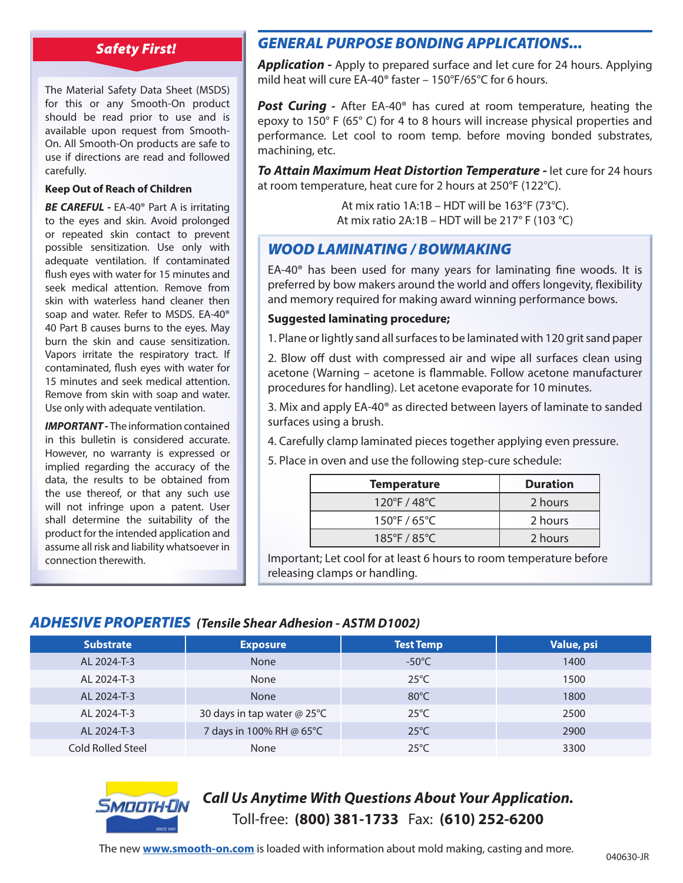## Safety First!

The Material Safety Data Sheet (MSDS) for this or any Smooth-On product should be read prior to use and is available upon request from Smooth-On. All Smooth-On products are safe to use if directions are read and followed carefully.

**Keep Out of Reach of Children**

***BE CAREFUL -*** EA-40® Part A is irritating to the eyes and skin. Avoid prolonged or repeated skin contact to prevent possible sensitization. Use only with adequate ventilation. If contaminated flush eyes with water for 15 minutes and seek medical attention. Remove from skin with waterless hand cleaner then soap and water. Refer to MSDS. EA-40® 40 Part B causes burns to the eyes. May burn the skin and cause sensitization. Vapors irritate the respiratory tract. If contaminated, flush eyes with water for 15 minutes and seek medical attention. Remove from skin with soap and water. Use only with adequate ventilation.

***IMPORTANT -*** The information contained in this bulletin is considered accurate. However, no warranty is expressed or implied regarding the accuracy of the data, the results to be obtained from the use thereof, or that any such use will not infringe upon a patent. User shall determine the suitability of the product for the intended application and assume all risk and liability whatsoever in connection therewith.

## GENERAL PURPOSE BONDING APPLICATIONS...

***Application -*** Apply to prepared surface and let cure for 24 hours. Applying mild heat will cure EA-40® faster – 150°F/65°C for 6 hours.

***Post Curing -*** After EA-40® has cured at room temperature, heating the epoxy to 150° F (65° C) for 4 to 8 hours will increase physical properties and performance. Let cool to room temp. before moving bonded substrates, machining, etc.

***To Attain Maximum Heat Distortion Temperature -*** let cure for 24 hours at room temperature, heat cure for 2 hours at 250°F (122°C).

At mix ratio 1A:1B – HDT will be 163°F (73°C).
At mix ratio 2A:1B – HDT will be 217° F (103 °C)

## WOOD LAMINATING / BOWMAKING

EA-40® has been used for many years for laminating fine woods. It is preferred by bow makers around the world and offers longevity, flexibility and memory required for making award winning performance bows.

**Suggested laminating procedure;**

1. Plane or lightly sand all surfaces to be laminated with 120 grit sand paper
2. Blow off dust with compressed air and wipe all surfaces clean using acetone (Warning – acetone is flammable. Follow acetone manufacturer procedures for handling). Let acetone evaporate for 10 minutes.
3. Mix and apply EA-40® as directed between layers of laminate to sanded surfaces using a brush.
4. Carefully clamp laminated pieces together applying even pressure.
5. Place in oven and use the following step-cure schedule:

| Temperature | Duration |
|---|---|
| 120°F / 48°C | 2 hours |
| 150°F / 65°C | 2 hours |
| 185°F / 85°C | 2 hours |

Important; Let cool for at least 6 hours to room temperature before releasing clamps or handling.

## ADHESIVE PROPERTIES *(Tensile Shear Adhesion - ASTM D1002)*

| Substrate | Exposure | Test Temp | Value, psi |
|---|---|---|---|
| AL 2024-T-3 | None | -50°C | 1400 |
| AL 2024-T-3 | None | 25°C | 1500 |
| AL 2024-T-3 | None | 80°C | 1800 |
| AL 2024-T-3 | 30 days in tap water @ 25°C | 25°C | 2500 |
| AL 2024-T-3 | 7 days in 100% RH @ 65°C | 25°C | 2900 |
| Cold Rolled Steel | None | 25°C | 3300 |

***Call Us Anytime With Questions About Your Application.***
Toll-free: **(800) 381-1733** Fax: **(610) 252-6200**

The new **www.smooth-on.com** is loaded with information about mold making, casting and more.

040630-JR